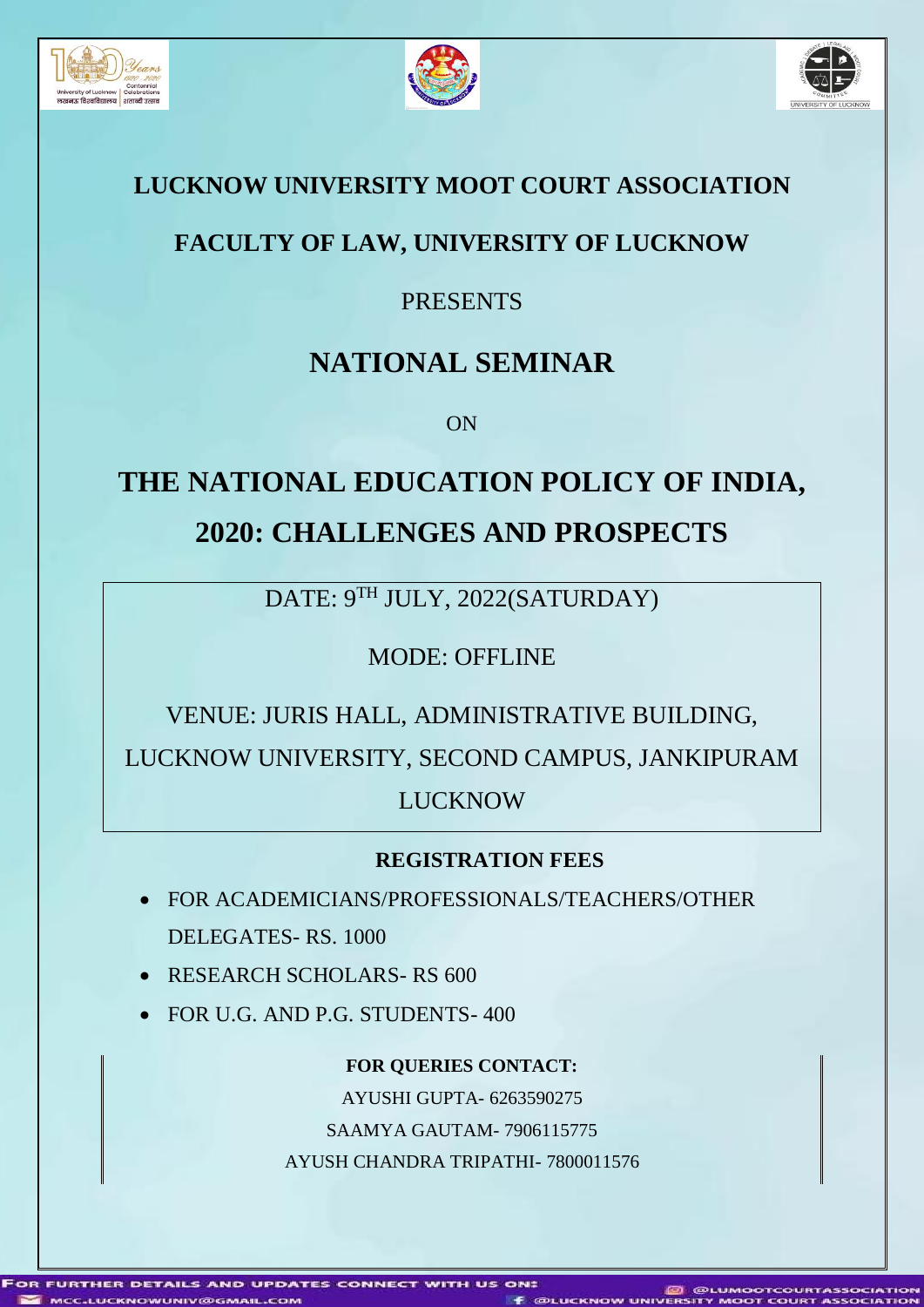# LUCKNOW UNIVERSITY MOOT COURT ASSOCIATION

## FACULTY OF LAW, UNIVERSITY OF LUCKNOW

PRESENTS

# NATIONAL SEMINAR

ON

# THE NATIONAL EDUCATION POLICY OF INDIA, 2020: CHALLENGES AND PROSPECTS

DATE: 9TH JULY, 2022(SATURDAY)

MODE: OFFLINE

VENUE: JURIS HALL, ADMINISTRATIVE BUILDING, LUCKNOW UNIVERSITY, SECOND CAMPUS, JANKIPURAM LUCKNOW

**REGISTRATION FEES**

- FOR ACADEMICIANS/PROFESSIONALS/TEACHERS/OTHER DELEGATES- RS. 1000
- RESEARCH SCHOLARS- RS 600
- FOR U.G. AND P.G. STUDENTS- 400

**FOR QUERIES CONTACT:**

AYUSHI GUPTA- 6263590275

SAAMYA GAUTAM- 7906115775

AYUSH CHANDRA TRIPATHI- 7800011576

FOR FURTHER DETAILS AND UPDATES CONNECT WITH US ON:

MCC.LUCKNOWUNIV@GMAIL.COM

@LUMOOTCOURTASSOCIATION

@LUCKNOW UNIVERSITY MOOT COURT ASSOCIATION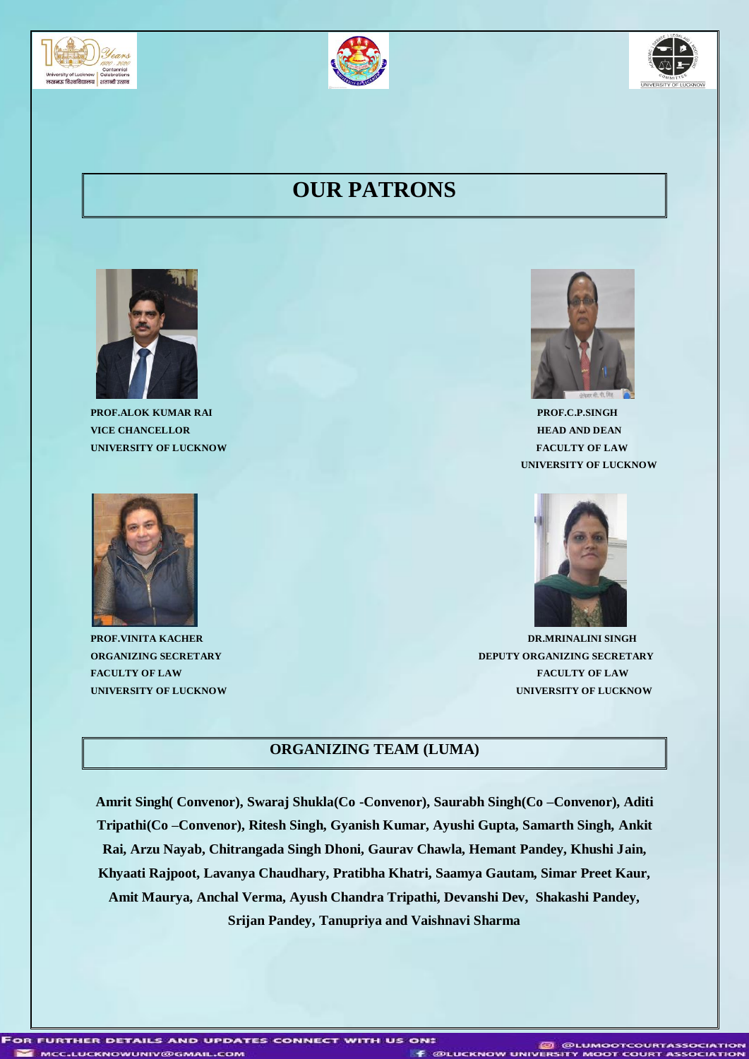# OUR PATRONS

**PROF.ALOK KUMAR RAI**
**VICE CHANCELLOR**
**UNIVERSITY OF LUCKNOW**

**PROF.C.P.SINGH**
**HEAD AND DEAN**
**FACULTY OF LAW**
**UNIVERSITY OF LUCKNOW**

**PROF.VINITA KACHER**
**ORGANIZING SECRETARY**
**FACULTY OF LAW**
**UNIVERSITY OF LUCKNOW**

**DR.MRINALINI SINGH**
**DEPUTY ORGANIZING SECRETARY**
**FACULTY OF LAW**
**UNIVERSITY OF LUCKNOW**

## ORGANIZING TEAM (LUMA)

**Amrit Singh( Convenor), Swaraj Shukla(Co -Convenor), Saurabh Singh(Co –Convenor), Aditi Tripathi(Co –Convenor), Ritesh Singh, Gyanish Kumar, Ayushi Gupta, Samarth Singh, Ankit Rai, Arzu Nayab, Chitrangada Singh Dhoni, Gaurav Chawla, Hemant Pandey, Khushi Jain, Khyaati Rajpoot, Lavanya Chaudhary, Pratibha Khatri, Saamya Gautam, Simar Preet Kaur, Amit Maurya, Anchal Verma, Ayush Chandra Tripathi, Devanshi Dev, Shakashi Pandey, Srijan Pandey, Tanupriya and Vaishnavi Sharma**

FOR FURTHER DETAILS AND UPDATES CONNECT WITH US ON:
MCC.LUCKNOWUNIV@GMAIL.COM
@LUMOOTCOURTASSOCIATION
@LUCKNOW UNIVERSITY MOOT COURT ASSOCIATION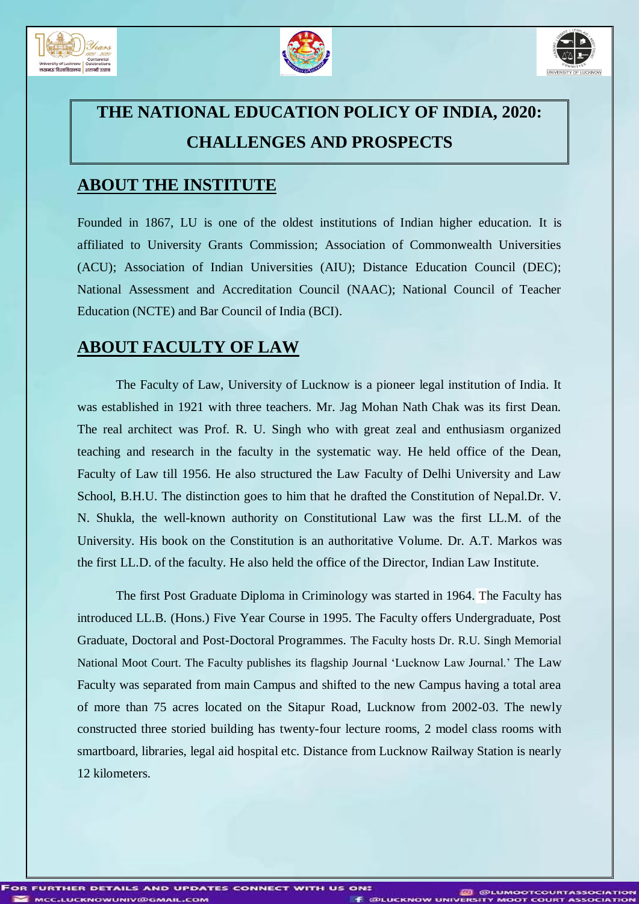# THE NATIONAL EDUCATION POLICY OF INDIA, 2020: CHALLENGES AND PROSPECTS

## ABOUT THE INSTITUTE

Founded in 1867, LU is one of the oldest institutions of Indian higher education. It is affiliated to University Grants Commission; Association of Commonwealth Universities (ACU); Association of Indian Universities (AIU); Distance Education Council (DEC); National Assessment and Accreditation Council (NAAC); National Council of Teacher Education (NCTE) and Bar Council of India (BCI).

## ABOUT FACULTY OF LAW

The Faculty of Law, University of Lucknow is a pioneer legal institution of India. It was established in 1921 with three teachers. Mr. Jag Mohan Nath Chak was its first Dean. The real architect was Prof. R. U. Singh who with great zeal and enthusiasm organized teaching and research in the faculty in the systematic way. He held office of the Dean, Faculty of Law till 1956. He also structured the Law Faculty of Delhi University and Law School, B.H.U. The distinction goes to him that he drafted the Constitution of Nepal.Dr. V. N. Shukla, the well-known authority on Constitutional Law was the first LL.M. of the University. His book on the Constitution is an authoritative Volume. Dr. A.T. Markos was the first LL.D. of the faculty. He also held the office of the Director, Indian Law Institute.

The first Post Graduate Diploma in Criminology was started in 1964. The Faculty has introduced LL.B. (Hons.) Five Year Course in 1995. The Faculty offers Undergraduate, Post Graduate, Doctoral and Post-Doctoral Programmes. The Faculty hosts Dr. R.U. Singh Memorial National Moot Court. The Faculty publishes its flagship Journal 'Lucknow Law Journal.' The Law Faculty was separated from main Campus and shifted to the new Campus having a total area of more than 75 acres located on the Sitapur Road, Lucknow from 2002-03. The newly constructed three storied building has twenty-four lecture rooms, 2 model class rooms with smartboard, libraries, legal aid hospital etc. Distance from Lucknow Railway Station is nearly 12 kilometers.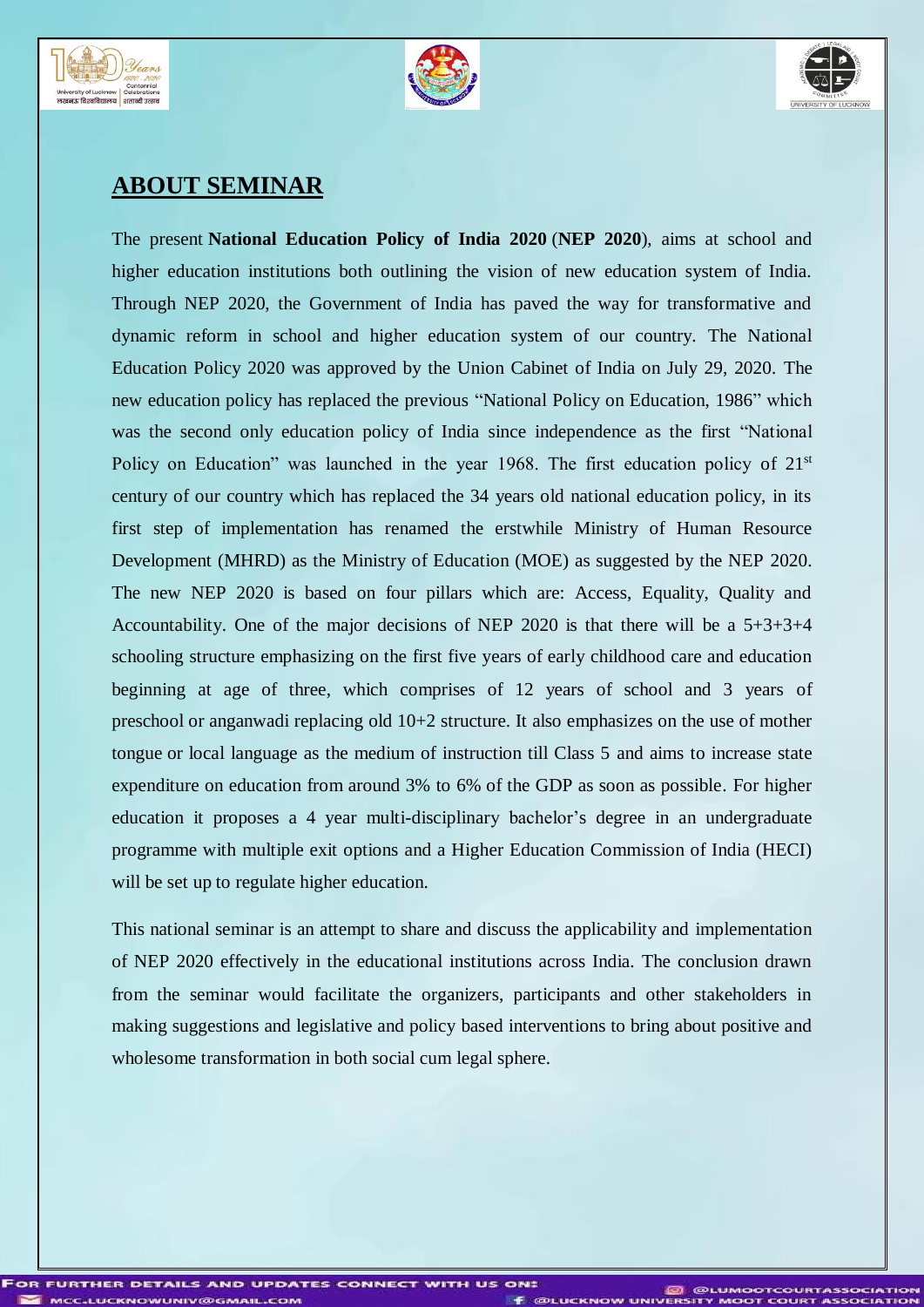## ABOUT SEMINAR

The present **National Education Policy of India 2020** (**NEP 2020**), aims at school and higher education institutions both outlining the vision of new education system of India. Through NEP 2020, the Government of India has paved the way for transformative and dynamic reform in school and higher education system of our country. The National Education Policy 2020 was approved by the Union Cabinet of India on July 29, 2020. The new education policy has replaced the previous "National Policy on Education, 1986" which was the second only education policy of India since independence as the first "National Policy on Education" was launched in the year 1968. The first education policy of 21st century of our country which has replaced the 34 years old national education policy, in its first step of implementation has renamed the erstwhile Ministry of Human Resource Development (MHRD) as the Ministry of Education (MOE) as suggested by the NEP 2020. The new NEP 2020 is based on four pillars which are: Access, Equality, Quality and Accountability. One of the major decisions of NEP 2020 is that there will be a 5+3+3+4 schooling structure emphasizing on the first five years of early childhood care and education beginning at age of three, which comprises of 12 years of school and 3 years of preschool or anganwadi replacing old 10+2 structure. It also emphasizes on the use of mother tongue or local language as the medium of instruction till Class 5 and aims to increase state expenditure on education from around 3% to 6% of the GDP as soon as possible. For higher education it proposes a 4 year multi-disciplinary bachelor's degree in an undergraduate programme with multiple exit options and a Higher Education Commission of India (HECI) will be set up to regulate higher education.

This national seminar is an attempt to share and discuss the applicability and implementation of NEP 2020 effectively in the educational institutions across India. The conclusion drawn from the seminar would facilitate the organizers, participants and other stakeholders in making suggestions and legislative and policy based interventions to bring about positive and wholesome transformation in both social cum legal sphere.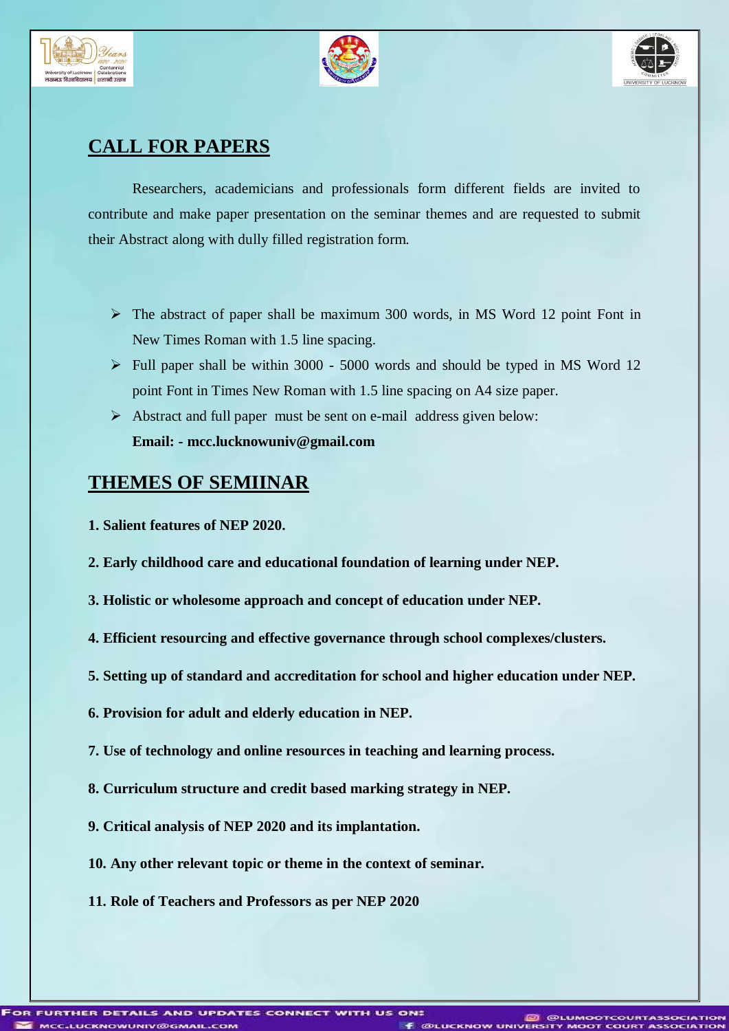## CALL FOR PAPERS

Researchers, academicians and professionals form different fields are invited to contribute and make paper presentation on the seminar themes and are requested to submit their Abstract along with dully filled registration form.

- The abstract of paper shall be maximum 300 words, in MS Word 12 point Font in New Times Roman with 1.5 line spacing.
- Full paper shall be within 3000 - 5000 words and should be typed in MS Word 12 point Font in Times New Roman with 1.5 line spacing on A4 size paper.
- Abstract and full paper must be sent on e-mail address given below:
  **Email: - mcc.lucknowuniv@gmail.com**

## THEMES OF SEMIINAR

**1. Salient features of NEP 2020.**

**2. Early childhood care and educational foundation of learning under NEP.**

**3. Holistic or wholesome approach and concept of education under NEP.**

**4. Efficient resourcing and effective governance through school complexes/clusters.**

**5. Setting up of standard and accreditation for school and higher education under NEP.**

**6. Provision for adult and elderly education in NEP.**

**7. Use of technology and online resources in teaching and learning process.**

**8. Curriculum structure and credit based marking strategy in NEP.**

**9. Critical analysis of NEP 2020 and its implantation.**

**10. Any other relevant topic or theme in the context of seminar.**

**11. Role of Teachers and Professors as per NEP 2020**

FOR FURTHER DETAILS AND UPDATES CONNECT WITH US ON:
MCC.LUCKNOWUNIV@GMAIL.COM
@LUMOOTCOURTASSOCIATION
@LUCKNOW UNIVERSITY MOOT COURT ASSOCIATION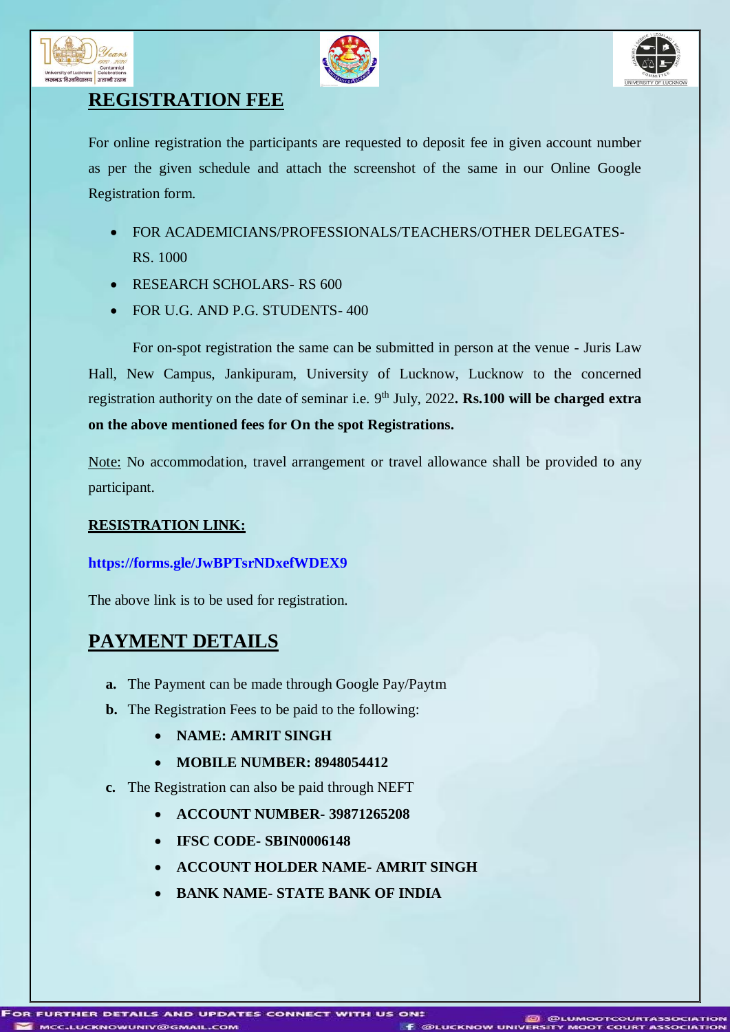## REGISTRATION FEE

For online registration the participants are requested to deposit fee in given account number as per the given schedule and attach the screenshot of the same in our Online Google Registration form.

- FOR ACADEMICIANS/PROFESSIONALS/TEACHERS/OTHER DELEGATES- RS. 1000
- RESEARCH SCHOLARS- RS 600
- FOR U.G. AND P.G. STUDENTS- 400

For on-spot registration the same can be submitted in person at the venue - Juris Law Hall, New Campus, Jankipuram, University of Lucknow, Lucknow to the concerned registration authority on the date of seminar i.e. 9th July, 2022**. Rs.100 will be charged extra on the above mentioned fees for On the spot Registrations.**

Note: No accommodation, travel arrangement or travel allowance shall be provided to any participant.

**RESISTRATION LINK:**

**https://forms.gle/JwBPTsrNDxefWDEX9**

The above link is to be used for registration.

## PAYMENT DETAILS

a. The Payment can be made through Google Pay/Paytm
b. The Registration Fees to be paid to the following:
   - **NAME: AMRIT SINGH**
   - **MOBILE NUMBER: 8948054412**
c. The Registration can also be paid through NEFT
   - **ACCOUNT NUMBER- 39871265208**
   - **IFSC CODE- SBIN0006148**
   - **ACCOUNT HOLDER NAME- AMRIT SINGH**
   - **BANK NAME- STATE BANK OF INDIA**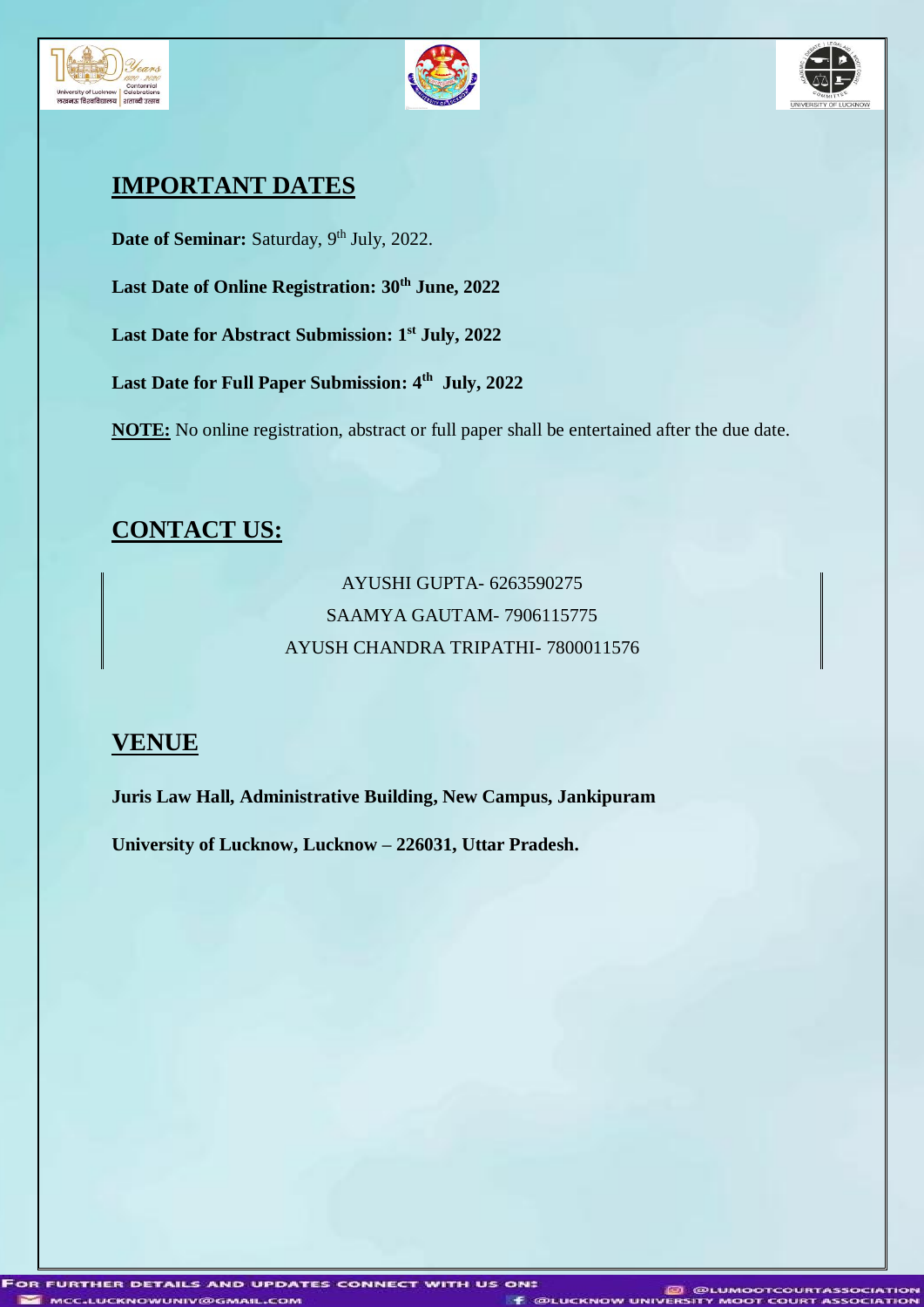## IMPORTANT DATES

**Date of Seminar:** Saturday, 9th July, 2022.

**Last Date of Online Registration: 30th June, 2022**

**Last Date for Abstract Submission: 1st July, 2022**

**Last Date for Full Paper Submission: 4th July, 2022**

**NOTE:** No online registration, abstract or full paper shall be entertained after the due date.

## CONTACT US:

AYUSHI GUPTA- 6263590275

SAAMYA GAUTAM- 7906115775

AYUSH CHANDRA TRIPATHI- 7800011576

## VENUE

**Juris Law Hall, Administrative Building, New Campus, Jankipuram**

**University of Lucknow, Lucknow – 226031, Uttar Pradesh.**

FOR FURTHER DETAILS AND UPDATES CONNECT WITH US ON:

MCC.LUCKNOWUNIV@GMAIL.COM

@LUMOOTCOURTASSOCIATION

@LUCKNOW UNIVERSITY MOOT COURT ASSOCIATION